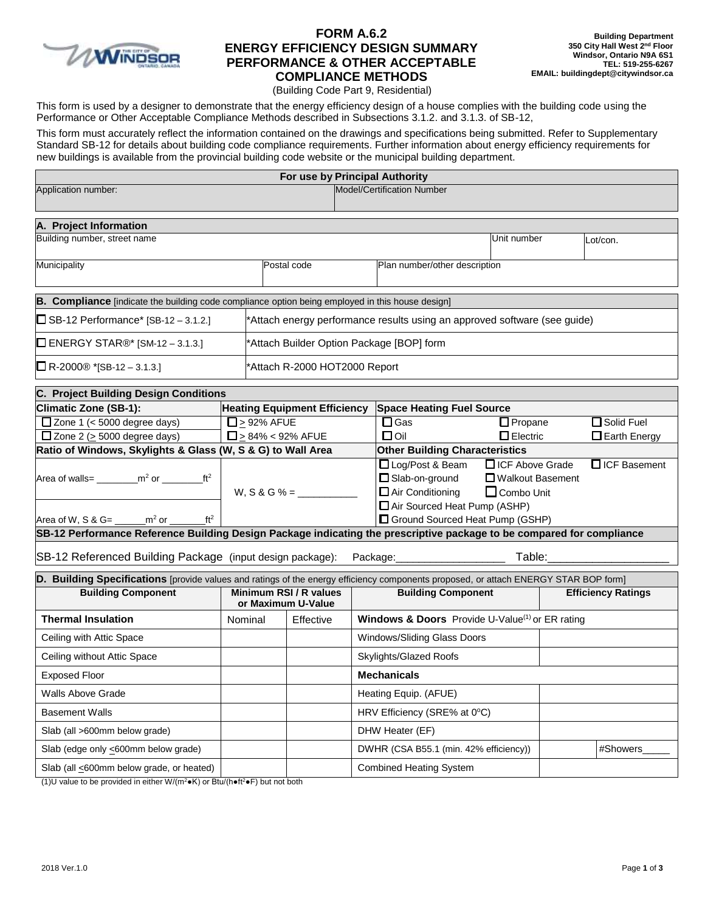# FORM A.6.2
# ENERGY EFFICIENCY DESIGN SUMMARY PERFORMANCE & OTHER ACCEPTABLE COMPLIANCE METHODS

(Building Code Part 9, Residential)

**Building Department**
**350 City Hall West 2nd Floor**
**Windsor, Ontario N9A 6S1**
**TEL: 519-255-6267**
**EMAIL: buildingdept@citywindsor.ca**

This form is used by a designer to demonstrate that the energy efficiency design of a house complies with the building code using the Performance or Other Acceptable Compliance Methods described in Subsections 3.1.2. and 3.1.3. of SB-12,

This form must accurately reflect the information contained on the drawings and specifications being submitted. Refer to Supplementary Standard SB-12 for details about building code compliance requirements. Further information about energy efficiency requirements for new buildings is available from the provincial building code website or the municipal building department.

| **For use by Principal Authority** | |
|---|---|
| Application number: | Model/Certification Number |

| **A. Project Information** | | | |
|---|---|---|---|
| Building number, street name | | Unit number | Lot/con. |
| Municipality | Postal code | Plan number/other description | |

| **B. Compliance** [indicate the building code compliance option being employed in this house design] | |
|---|---|
| ☐ SB-12 Performance* [SB-12 – 3.1.2.] | *Attach energy performance results using an approved software (see guide) |
| ☐ ENERGY STAR®* [SM-12 – 3.1.3.] | *Attach Builder Option Package [BOP] form |
| ☐ R-2000® *[SB-12 – 3.1.3.] | *Attach R-2000 HOT2000 Report |

**C. Project Building Design Conditions**

| **Climatic Zone (SB-1):** | **Heating Equipment Efficiency** | **Space Heating Fuel Source** | | |
|---|---|---|---|---|
| ☐ Zone 1 (< 5000 degree days) | ☐ ≥ 92% AFUE | ☐ Gas | ☐ Propane | ☐ Solid Fuel |
| ☐ Zone 2 (≥ 5000 degree days) | ☐ ≥ 84% < 92% AFUE | ☐ Oil | ☐ Electric | ☐ Earth Energy |

| **Ratio of Windows, Skylights & Glass (W, S & G) to Wall Area** | | **Other Building Characteristics** | | |
|---|---|---|---|---|
| Area of walls= ________m² or ________ft² | W, S & G % = ___________ | ☐ Log/Post & Beam | ☐ ICF Above Grade | ☐ ICF Basement |
| | | ☐ Slab-on-ground | ☐ Walkout Basement | |
| | | ☐ Air Conditioning | ☐ Combo Unit | |
| Area of W, S & G= ______m² or _______ft² | | ☐ Air Sourced Heat Pump (ASHP) | | |
| | | ☐ Ground Sourced Heat Pump (GSHP) | | |

**SB-12 Performance Reference Building Design Package indicating the prescriptive package to be compared for compliance**

SB-12 Referenced Building Package (input design package): Package:__________________ Table:____________________

**D. Building Specifications** [provide values and ratings of the energy efficiency components proposed, or attach ENERGY STAR BOP form]

| **Building Component** | **Minimum RSI / R values or Maximum U-Value** | | **Building Component** | **Efficiency Ratings** | |
|---|---|---|---|---|---|
| **Thermal Insulation** | Nominal | Effective | **Windows & Doors** Provide U-Value(1) or ER rating | | |
| Ceiling with Attic Space | | | Windows/Sliding Glass Doors | | |
| Ceiling without Attic Space | | | Skylights/Glazed Roofs | | |
| Exposed Floor | | | **Mechanicals** | | |
| Walls Above Grade | | | Heating Equip. (AFUE) | | |
| Basement Walls | | | HRV Efficiency (SRE% at 0°C) | | |
| Slab (all >600mm below grade) | | | DHW Heater (EF) | | |
| Slab (edge only ≤600mm below grade) | | | DWHR (CSA B55.1 (min. 42% efficiency)) | | #Showers_____ |
| Slab (all ≤600mm below grade, or heated) | | | Combined Heating System | | |

(1)U value to be provided in either W/(m²●K) or Btu/(h●ft²●F) but not both

2018 Ver.1.0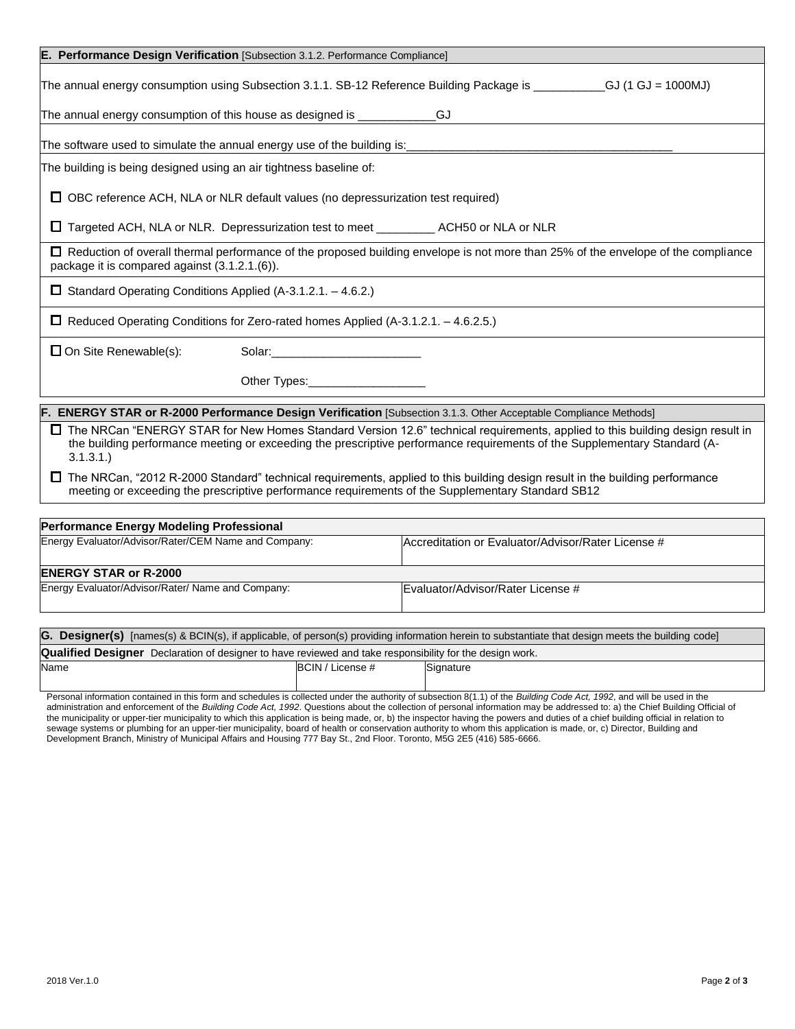## E. Performance Design Verification [Subsection 3.1.2. Performance Compliance]

The annual energy consumption using Subsection 3.1.1. SB-12 Reference Building Package is ___________GJ (1 GJ = 1000MJ)

The annual energy consumption of this house as designed is ____________GJ

The software used to simulate the annual energy use of the building is:________________________________________

The building is being designed using an air tightness baseline of:

☐ OBC reference ACH, NLA or NLR default values (no depressurization test required)

☐ Targeted ACH, NLA or NLR. Depressurization test to meet _________ ACH50 or NLA or NLR

☐ Reduction of overall thermal performance of the proposed building envelope is not more than 25% of the envelope of the compliance package it is compared against (3.1.2.1.(6)).

☐ Standard Operating Conditions Applied (A-3.1.2.1. – 4.6.2.)

☐ Reduced Operating Conditions for Zero-rated homes Applied (A-3.1.2.1. – 4.6.2.5.)

☐ On Site Renewable(s): Solar:_______________________

Other Types:__________________

## F. ENERGY STAR or R-2000 Performance Design Verification [Subsection 3.1.3. Other Acceptable Compliance Methods]

☐ The NRCan "ENERGY STAR for New Homes Standard Version 12.6" technical requirements, applied to this building design result in the building performance meeting or exceeding the prescriptive performance requirements of the Supplementary Standard (A-3.1.3.1.)

☐ The NRCan, "2012 R-2000 Standard" technical requirements, applied to this building design result in the building performance meeting or exceeding the prescriptive performance requirements of the Supplementary Standard SB12

| **Performance Energy Modeling Professional** | |
|---|---|
| Energy Evaluator/Advisor/Rater/CEM Name and Company: | Accreditation or Evaluator/Advisor/Rater License # |
| **ENERGY STAR or R-2000** | |
| Energy Evaluator/Advisor/Rater/ Name and Company: | Evaluator/Advisor/Rater License # |

## G. Designer(s) [names(s) & BCIN(s), if applicable, of person(s) providing information herein to substantiate that design meets the building code]

**Qualified Designer** Declaration of designer to have reviewed and take responsibility for the design work.

| Name | BCIN / License # | Signature |
|---|---|---|
| | | |

Personal information contained in this form and schedules is collected under the authority of subsection 8(1.1) of the *Building Code Act, 1992*, and will be used in the administration and enforcement of the *Building Code Act, 1992*. Questions about the collection of personal information may be addressed to: a) the Chief Building Official of the municipality or upper-tier municipality to which this application is being made, or, b) the inspector having the powers and duties of a chief building official in relation to sewage systems or plumbing for an upper-tier municipality, board of health or conservation authority to whom this application is made, or, c) Director, Building and Development Branch, Ministry of Municipal Affairs and Housing 777 Bay St., 2nd Floor. Toronto, M5G 2E5 (416) 585-6666.

2018 Ver.1.0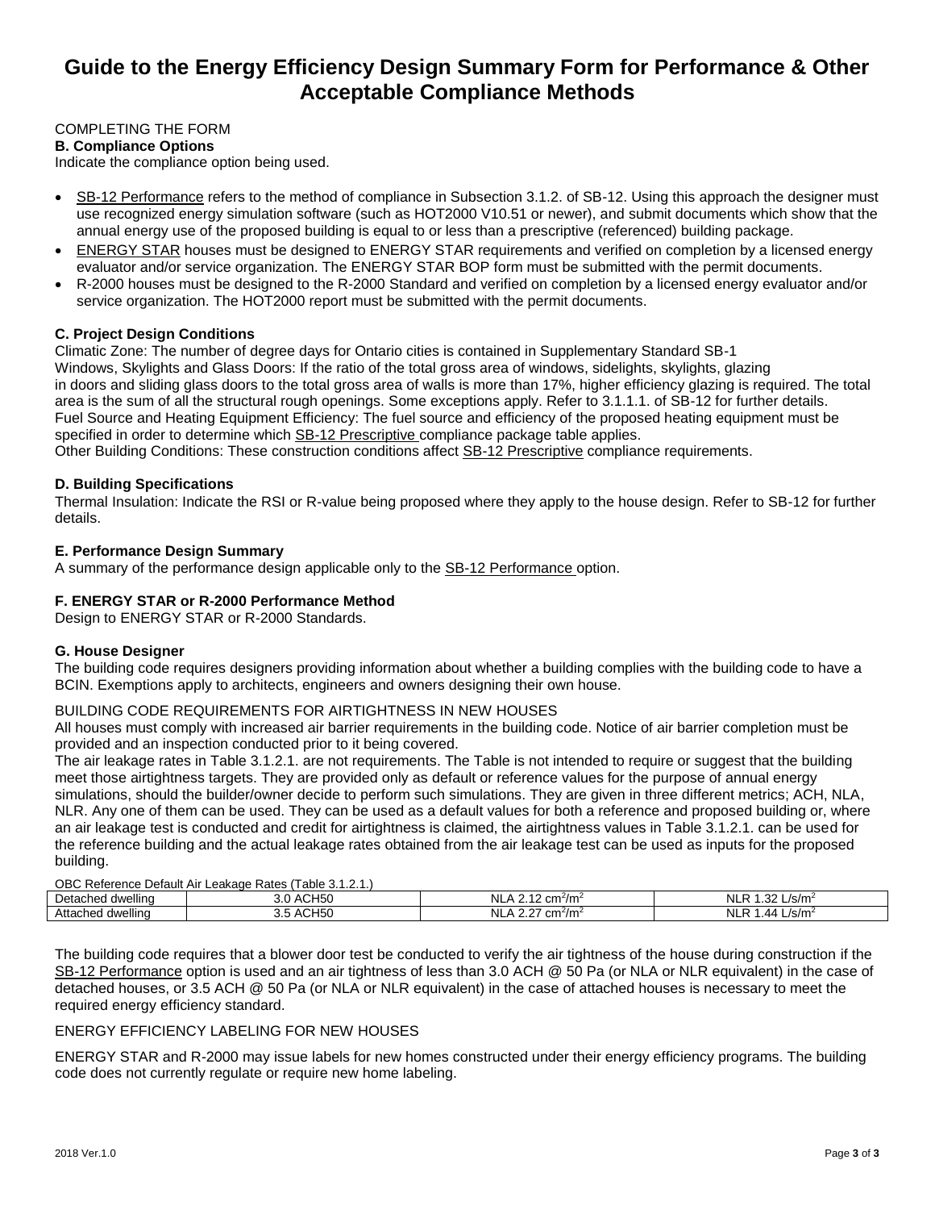# Guide to the Energy Efficiency Design Summary Form for Performance & Other Acceptable Compliance Methods

COMPLETING THE FORM

### B. Compliance Options

Indicate the compliance option being used.

- SB-12 Performance refers to the method of compliance in Subsection 3.1.2. of SB-12. Using this approach the designer must use recognized energy simulation software (such as HOT2000 V10.51 or newer), and submit documents which show that the annual energy use of the proposed building is equal to or less than a prescriptive (referenced) building package.
- ENERGY STAR houses must be designed to ENERGY STAR requirements and verified on completion by a licensed energy evaluator and/or service organization. The ENERGY STAR BOP form must be submitted with the permit documents.
- R-2000 houses must be designed to the R-2000 Standard and verified on completion by a licensed energy evaluator and/or service organization. The HOT2000 report must be submitted with the permit documents.

### C. Project Design Conditions

Climatic Zone: The number of degree days for Ontario cities is contained in Supplementary Standard SB-1

Windows, Skylights and Glass Doors: If the ratio of the total gross area of windows, sidelights, skylights, glazing in doors and sliding glass doors to the total gross area of walls is more than 17%, higher efficiency glazing is required. The total area is the sum of all the structural rough openings. Some exceptions apply. Refer to 3.1.1.1. of SB-12 for further details.

Fuel Source and Heating Equipment Efficiency: The fuel source and efficiency of the proposed heating equipment must be specified in order to determine which SB-12 Prescriptive compliance package table applies.

Other Building Conditions: These construction conditions affect SB-12 Prescriptive compliance requirements.

### D. Building Specifications

Thermal Insulation: Indicate the RSI or R-value being proposed where they apply to the house design. Refer to SB-12 for further details.

### E. Performance Design Summary

A summary of the performance design applicable only to the SB-12 Performance option.

### F. ENERGY STAR or R-2000 Performance Method

Design to ENERGY STAR or R-2000 Standards.

### G. House Designer

The building code requires designers providing information about whether a building complies with the building code to have a BCIN. Exemptions apply to architects, engineers and owners designing their own house.

BUILDING CODE REQUIREMENTS FOR AIRTIGHTNESS IN NEW HOUSES

All houses must comply with increased air barrier requirements in the building code. Notice of air barrier completion must be provided and an inspection conducted prior to it being covered.

The air leakage rates in Table 3.1.2.1. are not requirements. The Table is not intended to require or suggest that the building meet those airtightness targets. They are provided only as default or reference values for the purpose of annual energy simulations, should the builder/owner decide to perform such simulations. They are given in three different metrics; ACH, NLA, NLR. Any one of them can be used. They can be used as a default values for both a reference and proposed building or, where an air leakage test is conducted and credit for airtightness is claimed, the airtightness values in Table 3.1.2.1. can be used for the reference building and the actual leakage rates obtained from the air leakage test can be used as inputs for the proposed building.

OBC Reference Default Air Leakage Rates (Table 3.1.2.1.)

| | | | |
|---|---|---|---|
| Detached dwelling | 3.0 ACH50 | NLA 2.12 $cm^2/m^2$ | NLR 1.32 $L/s/m^2$ |
| Attached dwelling | 3.5 ACH50 | NLA 2.27 $cm^2/m^2$ | NLR 1.44 $L/s/m^2$ |

The building code requires that a blower door test be conducted to verify the air tightness of the house during construction if the SB-12 Performance option is used and an air tightness of less than 3.0 ACH @ 50 Pa (or NLA or NLR equivalent) in the case of detached houses, or 3.5 ACH @ 50 Pa (or NLA or NLR equivalent) in the case of attached houses is necessary to meet the required energy efficiency standard.

ENERGY EFFICIENCY LABELING FOR NEW HOUSES

ENERGY STAR and R-2000 may issue labels for new homes constructed under their energy efficiency programs. The building code does not currently regulate or require new home labeling.

2018 Ver.1.0